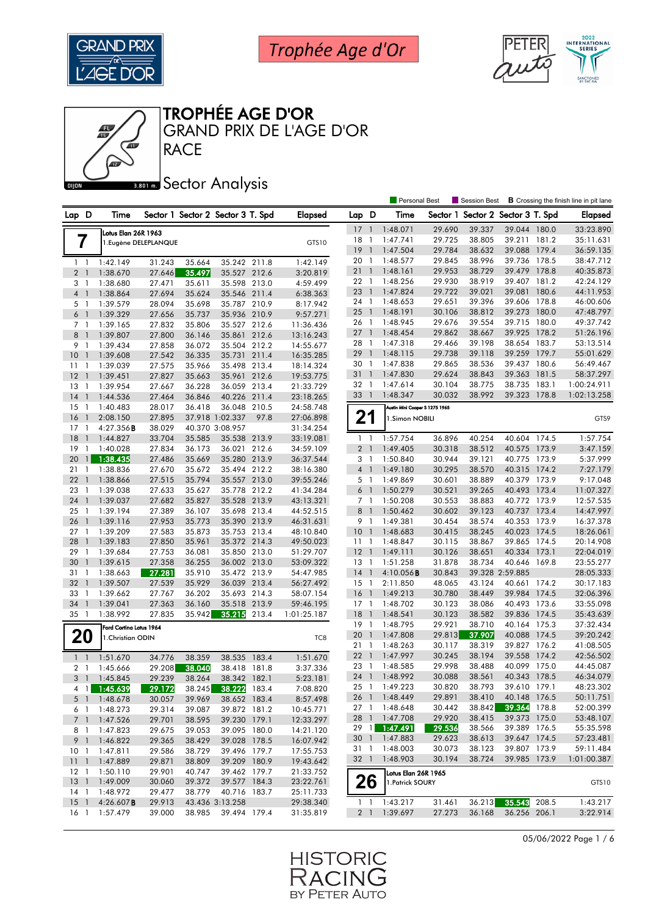Trophée Age d'Or

# TROPHÉE AGE D'OR

## GRAND PRIX DE L'AGE D'OR

## RACE

## Sector Analysis

DIJON 3.801 m.

Personal Best | Session Best | B Crossing the finish line in pit lane

### 7 — Lotus Elan 26R 1963 — 1.Eugène DELEPLANQUE — GTS10

| Lap | D | Time | Sector 1 | Sector 2 | Sector 3 | T. Spd | Elapsed |
|---|---|---|---|---|---|---|---|
| 1 | 1 | 1:42.149 | 31.243 | 35.664 | 35.242 | 211.8 | 1:42.149 |
| 2 | 1 | 1:38.670 | 27.646 | 35.497 | 35.527 | 212.6 | 3:20.819 |
| 3 | 1 | 1:38.680 | 27.471 | 35.611 | 35.598 | 213.0 | 4:59.499 |
| 4 | 1 | 1:38.864 | 27.694 | 35.624 | 35.546 | 211.4 | 6:38.363 |
| 5 | 1 | 1:39.579 | 28.094 | 35.698 | 35.787 | 210.9 | 8:17.942 |
| 6 | 1 | 1:39.329 | 27.656 | 35.737 | 35.936 | 210.9 | 9:57.271 |
| 7 | 1 | 1:39.165 | 27.832 | 35.806 | 35.527 | 212.6 | 11:36.436 |
| 8 | 1 | 1:39.807 | 27.800 | 36.146 | 35.861 | 212.6 | 13:16.243 |
| 9 | 1 | 1:39.434 | 27.858 | 36.072 | 35.504 | 212.2 | 14:55.677 |
| 10 | 1 | 1:39.608 | 27.542 | 36.335 | 35.731 | 211.4 | 16:35.285 |
| 11 | 1 | 1:39.039 | 27.575 | 35.966 | 35.498 | 213.4 | 18:14.324 |
| 12 | 1 | 1:39.451 | 27.827 | 35.663 | 35.961 | 212.6 | 19:53.775 |
| 13 | 1 | 1:39.954 | 27.667 | 36.228 | 36.059 | 213.4 | 21:33.729 |
| 14 | 1 | 1:44.536 | 27.464 | 36.846 | 40.226 | 211.4 | 23:18.265 |
| 15 | 1 | 1:40.483 | 28.017 | 36.418 | 36.048 | 210.5 | 24:58.748 |
| 16 | 1 | 2:08.150 | 27.895 | 37.918 | 1:02.337 | 97.8 | 27:06.898 |
| 17 | 1 | 4:27.356 B | 38.029 | 40.370 | 3:08.957 | | 31:34.254 |
| 18 | 1 | 1:44.827 | 33.704 | 35.585 | 35.538 | 213.9 | 33:19.081 |
| 19 | 1 | 1:40.028 | 27.834 | 36.173 | 36.021 | 212.6 | 34:59.109 |
| 20 | 1 | 1:38.435 | 27.486 | 35.669 | 35.280 | 213.9 | 36:37.544 |
| 21 | 1 | 1:38.836 | 27.670 | 35.672 | 35.494 | 212.2 | 38:16.380 |
| 22 | 1 | 1:38.866 | 27.515 | 35.794 | 35.557 | 213.0 | 39:55.246 |
| 23 | 1 | 1:39.038 | 27.633 | 35.627 | 35.778 | 212.2 | 41:34.284 |
| 24 | 1 | 1:39.037 | 27.682 | 35.827 | 35.528 | 213.9 | 43:13.321 |
| 25 | 1 | 1:39.194 | 27.389 | 36.107 | 35.698 | 213.4 | 44:52.515 |
| 26 | 1 | 1:39.116 | 27.953 | 35.773 | 35.390 | 213.9 | 46:31.631 |
| 27 | 1 | 1:39.209 | 27.583 | 35.873 | 35.753 | 213.4 | 48:10.840 |
| 28 | 1 | 1:39.183 | 27.850 | 35.961 | 35.372 | 214.3 | 49:50.023 |
| 29 | 1 | 1:39.684 | 27.753 | 36.081 | 35.850 | 213.0 | 51:29.707 |
| 30 | 1 | 1:39.615 | 27.358 | 36.255 | 36.002 | 213.0 | 53:09.322 |
| 31 | 1 | 1:38.663 | 27.281 | 35.910 | 35.472 | 213.9 | 54:47.985 |
| 32 | 1 | 1:39.507 | 27.539 | 35.929 | 36.039 | 213.4 | 56:27.492 |
| 33 | 1 | 1:39.662 | 27.767 | 36.202 | 35.693 | 214.3 | 58:07.154 |
| 34 | 1 | 1:39.041 | 27.363 | 36.160 | 35.518 | 213.9 | 59:46.195 |
| 35 | 1 | 1:38.992 | 27.835 | 35.942 | 35.215 | 213.4 | 1:01:25.187 |

### 20 — Ford Cortina Lotus 1964 — 1.Christian ODIN — TC8

| Lap | D | Time | Sector 1 | Sector 2 | Sector 3 | T. Spd | Elapsed |
|---|---|---|---|---|---|---|---|
| 1 | 1 | 1:51.670 | 34.776 | 38.359 | 38.535 | 183.4 | 1:51.670 |
| 2 | 1 | 1:45.666 | 29.208 | 38.040 | 38.418 | 181.8 | 3:37.336 |
| 3 | 1 | 1:45.845 | 29.239 | 38.264 | 38.342 | 182.1 | 5:23.181 |
| 4 | 1 | 1:45.639 | 29.172 | 38.245 | 38.222 | 183.4 | 7:08.820 |
| 5 | 1 | 1:48.678 | 30.057 | 39.969 | 38.652 | 183.4 | 8:57.498 |
| 6 | 1 | 1:48.273 | 29.314 | 39.087 | 39.872 | 181.2 | 10:45.771 |
| 7 | 1 | 1:47.526 | 29.701 | 38.595 | 39.230 | 179.1 | 12:33.297 |
| 8 | 1 | 1:47.823 | 29.675 | 39.053 | 39.095 | 180.0 | 14:21.120 |
| 9 | 1 | 1:46.822 | 29.365 | 38.429 | 39.028 | 178.5 | 16:07.942 |
| 10 | 1 | 1:47.811 | 29.586 | 38.729 | 39.496 | 179.7 | 17:55.753 |
| 11 | 1 | 1:47.889 | 29.871 | 38.809 | 39.209 | 180.9 | 19:43.642 |
| 12 | 1 | 1:50.110 | 29.901 | 40.747 | 39.462 | 179.7 | 21:33.752 |
| 13 | 1 | 1:49.009 | 30.060 | 39.372 | 39.577 | 184.3 | 23:22.761 |
| 14 | 1 | 1:48.972 | 29.477 | 38.779 | 40.716 | 183.7 | 25:11.733 |
| 15 | 1 | 4:26.607 B | 29.913 | 43.436 | 3:13.258 | | 29:38.340 |
| 16 | 1 | 1:57.479 | 39.000 | 38.985 | 39.494 | 179.4 | 31:35.819 |
| 17 | 1 | 1:48.071 | 29.690 | 39.337 | 39.044 | 180.0 | 33:23.890 |
| 18 | 1 | 1:47.741 | 29.725 | 38.805 | 39.211 | 181.2 | 35:11.631 |
| 19 | 1 | 1:47.504 | 29.784 | 38.632 | 39.088 | 179.4 | 36:59.135 |
| 20 | 1 | 1:48.577 | 29.845 | 38.996 | 39.736 | 178.5 | 38:47.712 |
| 21 | 1 | 1:48.161 | 29.953 | 38.729 | 39.479 | 178.8 | 40:35.873 |
| 22 | 1 | 1:48.256 | 29.930 | 38.919 | 39.407 | 181.2 | 42:24.129 |
| 23 | 1 | 1:47.824 | 29.722 | 39.021 | 39.081 | 180.6 | 44:11.953 |
| 24 | 1 | 1:48.653 | 29.651 | 39.396 | 39.606 | 178.8 | 46:00.606 |
| 25 | 1 | 1:48.191 | 30.106 | 38.812 | 39.273 | 180.0 | 47:48.797 |
| 26 | 1 | 1:48.945 | 29.676 | 39.554 | 39.715 | 180.0 | 49:37.742 |
| 27 | 1 | 1:48.454 | 29.862 | 38.667 | 39.925 | 178.2 | 51:26.196 |
| 28 | 1 | 1:47.318 | 29.466 | 39.198 | 38.654 | 183.7 | 53:13.514 |
| 29 | 1 | 1:48.115 | 29.738 | 39.118 | 39.259 | 179.7 | 55:01.629 |
| 30 | 1 | 1:47.838 | 29.865 | 38.536 | 39.437 | 180.6 | 56:49.467 |
| 31 | 1 | 1:47.830 | 29.624 | 38.843 | 39.363 | 181.5 | 58:37.297 |
| 32 | 1 | 1:47.614 | 30.104 | 38.775 | 38.735 | 183.1 | 1:00:24.911 |
| 33 | 1 | 1:48.347 | 30.032 | 38.992 | 39.323 | 178.8 | 1:02:13.258 |

### 21 — Austin Mini Cooper S 1275 1965 — 1.Simon NOBILI — GTS9

| Lap | D | Time | Sector 1 | Sector 2 | Sector 3 | T. Spd | Elapsed |
|---|---|---|---|---|---|---|---|
| 1 | 1 | 1:57.754 | 36.896 | 40.254 | 40.604 | 174.5 | 1:57.754 |
| 2 | 1 | 1:49.405 | 30.318 | 38.512 | 40.575 | 173.9 | 3:47.159 |
| 3 | 1 | 1:50.840 | 30.944 | 39.121 | 40.775 | 173.9 | 5:37.999 |
| 4 | 1 | 1:49.180 | 30.295 | 38.570 | 40.315 | 174.2 | 7:27.179 |
| 5 | 1 | 1:49.869 | 30.601 | 38.889 | 40.379 | 173.9 | 9:17.048 |
| 6 | 1 | 1:50.279 | 30.521 | 39.265 | 40.493 | 173.4 | 11:07.327 |
| 7 | 1 | 1:50.208 | 30.553 | 38.883 | 40.772 | 173.9 | 12:57.535 |
| 8 | 1 | 1:50.462 | 30.602 | 39.123 | 40.737 | 173.4 | 14:47.997 |
| 9 | 1 | 1:49.381 | 30.454 | 38.574 | 40.353 | 173.9 | 16:37.378 |
| 10 | 1 | 1:48.683 | 30.415 | 38.245 | 40.023 | 174.5 | 18:26.061 |
| 11 | 1 | 1:48.847 | 30.115 | 38.867 | 39.865 | 174.5 | 20:14.908 |
| 12 | 1 | 1:49.111 | 30.126 | 38.651 | 40.334 | 173.1 | 22:04.019 |
| 13 | 1 | 1:51.258 | 31.878 | 38.734 | 40.646 | 169.8 | 23:55.277 |
| 14 | 1 | 4:10.056 B | 30.843 | 39.328 | 2:59.885 | | 28:05.333 |
| 15 | 1 | 2:11.850 | 48.065 | 43.124 | 40.661 | 174.2 | 30:17.183 |
| 16 | 1 | 1:49.213 | 30.780 | 38.449 | 39.984 | 174.5 | 32:06.396 |
| 17 | 1 | 1:48.702 | 30.123 | 38.086 | 40.493 | 173.6 | 33:55.098 |
| 18 | 1 | 1:48.541 | 30.123 | 38.582 | 39.836 | 174.5 | 35:43.639 |
| 19 | 1 | 1:48.795 | 29.921 | 38.710 | 40.164 | 175.3 | 37:32.434 |
| 20 | 1 | 1:47.808 | 29.813 | 37.907 | 40.088 | 174.5 | 39:20.242 |
| 21 | 1 | 1:48.263 | 30.117 | 38.319 | 39.827 | 176.2 | 41:08.505 |
| 22 | 1 | 1:47.997 | 30.245 | 38.194 | 39.558 | 174.2 | 42:56.502 |
| 23 | 1 | 1:48.585 | 29.998 | 38.488 | 40.099 | 175.0 | 44:45.087 |
| 24 | 1 | 1:48.992 | 30.088 | 38.561 | 40.343 | 178.5 | 46:34.079 |
| 25 | 1 | 1:49.223 | 30.820 | 38.793 | 39.610 | 179.1 | 48:23.302 |
| 26 | 1 | 1:48.449 | 29.891 | 38.410 | 40.148 | 176.5 | 50:11.751 |
| 27 | 1 | 1:48.648 | 30.442 | 38.842 | 39.364 | 178.8 | 52:00.399 |
| 28 | 1 | 1:47.708 | 29.920 | 38.415 | 39.373 | 175.0 | 53:48.107 |
| 29 | 1 | 1:47.491 | 29.536 | 38.566 | 39.389 | 176.5 | 55:35.598 |
| 30 | 1 | 1:47.883 | 29.623 | 38.613 | 39.647 | 174.5 | 57:23.481 |
| 31 | 1 | 1:48.003 | 30.073 | 38.123 | 39.807 | 173.9 | 59:11.484 |
| 32 | 1 | 1:48.903 | 30.194 | 38.724 | 39.985 | 173.9 | 1:01:00.387 |

### 26 — Lotus Elan 26R 1965 — 1.Patrick SOURY — GTS10

| Lap | D | Time | Sector 1 | Sector 2 | Sector 3 | T. Spd | Elapsed |
|---|---|---|---|---|---|---|---|
| 1 | 1 | 1:43.217 | 31.461 | 36.213 | 35.543 | 208.5 | 1:43.217 |
| 2 | 1 | 1:39.697 | 27.273 | 36.168 | 36.256 | 206.1 | 3:22.914 |

05/06/2022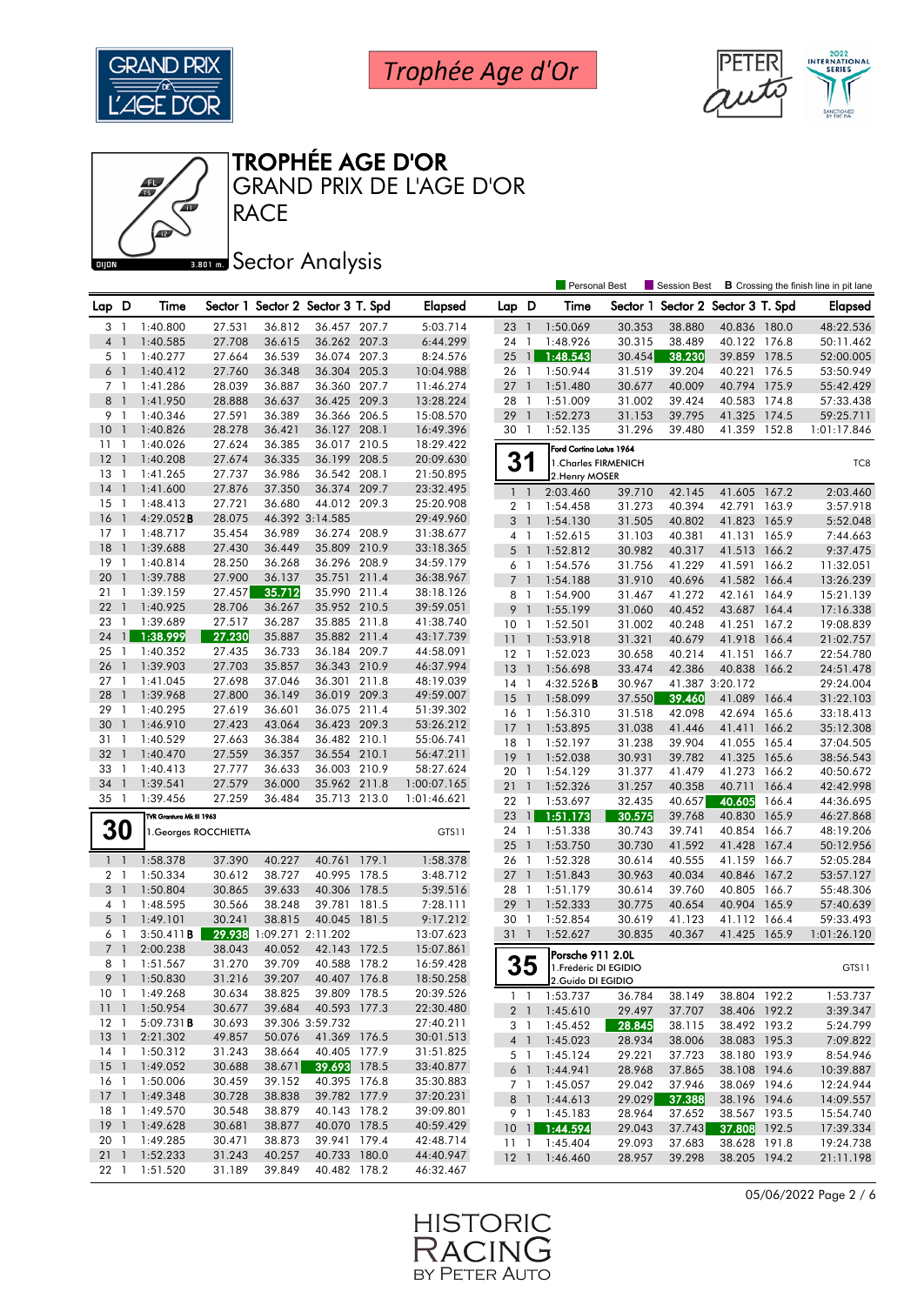Trophée Age d'Or

# TROPHÉE AGE D'OR

## GRAND PRIX DE L'AGE D'OR

## RACE

### Sector Analysis

Personal Best | Session Best | **B** Crossing the finish line in pit lane

| Lap | D | Time | Sector 1 | Sector 2 | Sector 3 | T. Spd | Elapsed |
|---|---|---|---|---|---|---|---|
| 3 | 1 | 1:40.800 | 27.531 | 36.812 | 36.457 | 207.7 | 5:03.714 |
| 4 | 1 | 1:40.585 | 27.708 | 36.615 | 36.262 | 207.3 | 6:44.299 |
| 5 | 1 | 1:40.277 | 27.664 | 36.539 | 36.074 | 207.3 | 8:24.576 |
| 6 | 1 | 1:40.412 | 27.760 | 36.348 | 36.304 | 205.3 | 10:04.988 |
| 7 | 1 | 1:41.286 | 28.039 | 36.887 | 36.360 | 207.7 | 11:46.274 |
| 8 | 1 | 1:41.950 | 28.888 | 36.637 | 36.425 | 209.3 | 13:28.224 |
| 9 | 1 | 1:40.346 | 27.591 | 36.389 | 36.366 | 206.5 | 15:08.570 |
| 10 | 1 | 1:40.826 | 28.278 | 36.421 | 36.127 | 208.1 | 16:49.396 |
| 11 | 1 | 1:40.026 | 27.624 | 36.385 | 36.017 | 210.5 | 18:29.422 |
| 12 | 1 | 1:40.208 | 27.674 | 36.335 | 36.199 | 208.5 | 20:09.630 |
| 13 | 1 | 1:41.265 | 27.737 | 36.986 | 36.542 | 208.1 | 21:50.895 |
| 14 | 1 | 1:41.600 | 27.876 | 37.350 | 36.374 | 209.7 | 23:32.495 |
| 15 | 1 | 1:48.413 | 27.721 | 36.680 | 44.012 | 209.3 | 25:20.908 |
| 16 | 1 | 4:29.052 **B** | 28.075 | 46.392 | 3:14.585 | | 29:49.960 |
| 17 | 1 | 1:48.717 | 35.454 | 36.989 | 36.274 | 208.9 | 31:38.677 |
| 18 | 1 | 1:39.688 | 27.430 | 36.449 | 35.809 | 210.9 | 33:18.365 |
| 19 | 1 | 1:40.814 | 28.250 | 36.268 | 36.296 | 208.9 | 34:59.179 |
| 20 | 1 | 1:39.788 | 27.900 | 36.137 | 35.751 | 211.4 | 36:38.967 |
| 21 | 1 | 1:39.159 | 27.457 | 35.712 | 35.990 | 211.4 | 38:18.126 |
| 22 | 1 | 1:40.925 | 28.706 | 36.267 | 35.952 | 210.5 | 39:59.051 |
| 23 | 1 | 1:39.689 | 27.517 | 36.287 | 35.885 | 211.8 | 41:38.740 |
| 24 | 1 | 1:38.999 | 27.230 | 35.887 | 35.882 | 211.4 | 43:17.739 |
| 25 | 1 | 1:40.352 | 27.435 | 36.733 | 36.184 | 209.7 | 44:58.091 |
| 26 | 1 | 1:39.903 | 27.703 | 35.857 | 36.343 | 210.9 | 46:37.994 |
| 27 | 1 | 1:41.045 | 27.698 | 37.046 | 36.301 | 211.8 | 48:19.039 |
| 28 | 1 | 1:39.968 | 27.800 | 36.149 | 36.019 | 209.3 | 49:59.007 |
| 29 | 1 | 1:40.295 | 27.619 | 36.601 | 36.075 | 211.4 | 51:39.302 |
| 30 | 1 | 1:46.910 | 27.423 | 43.064 | 36.423 | 209.3 | 53:26.212 |
| 31 | 1 | 1:40.529 | 27.663 | 36.384 | 36.482 | 210.1 | 55:06.741 |
| 32 | 1 | 1:40.470 | 27.559 | 36.357 | 36.554 | 210.1 | 56:47.211 |
| 33 | 1 | 1:40.413 | 27.777 | 36.633 | 36.003 | 210.9 | 58:27.624 |
| 34 | 1 | 1:39.541 | 27.579 | 36.000 | 35.962 | 211.8 | 1:00:07.165 |
| 35 | 1 | 1:39.456 | 27.259 | 36.484 | 35.713 | 213.0 | 1:01:46.621 |

**30** — TVR Grantura Mk III 1963 — 1.Georges ROCCHIETTA — GTS11

| Lap | D | Time | Sector 1 | Sector 2 | Sector 3 | T. Spd | Elapsed |
|---|---|---|---|---|---|---|---|
| 1 | 1 | 1:58.378 | 37.390 | 40.227 | 40.761 | 179.1 | 1:58.378 |
| 2 | 1 | 1:50.334 | 30.612 | 38.727 | 40.995 | 178.5 | 3:48.712 |
| 3 | 1 | 1:50.804 | 30.865 | 39.633 | 40.306 | 178.5 | 5:39.516 |
| 4 | 1 | 1:48.595 | 30.566 | 38.248 | 39.781 | 181.5 | 7:28.111 |
| 5 | 1 | 1:49.101 | 30.241 | 38.815 | 40.045 | 181.5 | 9:17.212 |
| 6 | 1 | 3:50.411 **B** | 29.938 | 1:09.271 | 2:11.202 | | 13:07.623 |
| 7 | 1 | 2:00.238 | 38.043 | 40.052 | 42.143 | 172.5 | 15:07.861 |
| 8 | 1 | 1:51.567 | 31.270 | 39.709 | 40.588 | 178.2 | 16:59.428 |
| 9 | 1 | 1:50.830 | 31.216 | 39.207 | 40.407 | 176.8 | 18:50.258 |
| 10 | 1 | 1:49.268 | 30.634 | 38.825 | 39.809 | 178.5 | 20:39.526 |
| 11 | 1 | 1:50.954 | 30.677 | 39.684 | 40.593 | 177.3 | 22:30.480 |
| 12 | 1 | 5:09.731 **B** | 30.693 | 39.306 | 3:59.732 | | 27:40.211 |
| 13 | 1 | 2:21.302 | 49.857 | 50.076 | 41.369 | 176.5 | 30:01.513 |
| 14 | 1 | 1:50.312 | 31.243 | 38.664 | 40.405 | 177.9 | 31:51.825 |
| 15 | 1 | 1:49.052 | 30.688 | 38.671 | 39.693 | 178.5 | 33:40.877 |
| 16 | 1 | 1:50.006 | 30.459 | 39.152 | 40.395 | 176.8 | 35:30.883 |
| 17 | 1 | 1:49.348 | 30.728 | 38.838 | 39.782 | 177.9 | 37:20.231 |
| 18 | 1 | 1:49.570 | 30.548 | 38.879 | 40.143 | 178.2 | 39:09.801 |
| 19 | 1 | 1:49.628 | 30.681 | 38.877 | 40.070 | 178.5 | 40:59.429 |
| 20 | 1 | 1:49.285 | 30.471 | 38.873 | 39.941 | 179.4 | 42:48.714 |
| 21 | 1 | 1:52.233 | 31.243 | 40.257 | 40.733 | 180.0 | 44:40.947 |
| 22 | 1 | 1:51.520 | 31.189 | 39.849 | 40.482 | 178.2 | 46:32.467 |
| 23 | 1 | 1:50.069 | 30.353 | 38.880 | 40.836 | 180.0 | 48:22.536 |
| 24 | 1 | 1:48.926 | 30.315 | 38.489 | 40.122 | 176.8 | 50:11.462 |
| 25 | 1 | 1:48.543 | 30.454 | 38.230 | 39.859 | 178.5 | 52:00.005 |
| 26 | 1 | 1:50.944 | 31.519 | 39.204 | 40.221 | 176.5 | 53:50.949 |
| 27 | 1 | 1:51.480 | 30.677 | 40.009 | 40.794 | 175.9 | 55:42.429 |
| 28 | 1 | 1:51.009 | 31.002 | 39.424 | 40.583 | 174.8 | 57:33.438 |
| 29 | 1 | 1:52.273 | 31.153 | 39.795 | 41.325 | 174.5 | 59:25.711 |
| 30 | 1 | 1:52.135 | 31.296 | 39.480 | 41.359 | 152.8 | 1:01:17.846 |

**31** — Ford Cortina Lotus 1964 — 1.Charles FIRMENICH / 2.Henry MOSER — TC8

| Lap | D | Time | Sector 1 | Sector 2 | Sector 3 | T. Spd | Elapsed |
|---|---|---|---|---|---|---|---|
| 1 | 1 | 2:03.460 | 39.710 | 42.145 | 41.605 | 167.2 | 2:03.460 |
| 2 | 1 | 1:54.458 | 31.273 | 40.394 | 42.791 | 163.9 | 3:57.918 |
| 3 | 1 | 1:54.130 | 31.505 | 40.802 | 41.823 | 165.9 | 5:52.048 |
| 4 | 1 | 1:52.615 | 31.103 | 40.381 | 41.131 | 165.9 | 7:44.663 |
| 5 | 1 | 1:52.812 | 30.982 | 40.317 | 41.513 | 166.2 | 9:37.475 |
| 6 | 1 | 1:54.576 | 31.756 | 41.229 | 41.591 | 166.2 | 11:32.051 |
| 7 | 1 | 1:54.188 | 31.910 | 40.696 | 41.582 | 166.4 | 13:26.239 |
| 8 | 1 | 1:54.900 | 31.467 | 41.272 | 42.161 | 164.9 | 15:21.139 |
| 9 | 1 | 1:55.199 | 31.060 | 40.452 | 43.687 | 164.4 | 17:16.338 |
| 10 | 1 | 1:52.501 | 31.002 | 40.248 | 41.251 | 167.2 | 19:08.839 |
| 11 | 1 | 1:53.918 | 31.321 | 40.679 | 41.918 | 166.4 | 21:02.757 |
| 12 | 1 | 1:52.023 | 30.658 | 40.214 | 41.151 | 166.7 | 22:54.780 |
| 13 | 1 | 1:56.698 | 33.474 | 42.386 | 40.838 | 166.2 | 24:51.478 |
| 14 | 1 | 4:32.526 **B** | 30.967 | 41.387 | 3:20.172 | | 29:24.004 |
| 15 | 1 | 1:58.099 | 37.550 | 39.460 | 41.089 | 166.4 | 31:22.103 |
| 16 | 1 | 1:56.310 | 31.518 | 42.098 | 42.694 | 165.6 | 33:18.413 |
| 17 | 1 | 1:53.895 | 31.038 | 41.446 | 41.411 | 166.2 | 35:12.308 |
| 18 | 1 | 1:52.197 | 31.238 | 39.904 | 41.055 | 165.4 | 37:04.505 |
| 19 | 1 | 1:52.038 | 30.931 | 39.782 | 41.325 | 165.6 | 38:56.543 |
| 20 | 1 | 1:54.129 | 31.377 | 41.479 | 41.273 | 166.2 | 40:50.672 |
| 21 | 1 | 1:52.326 | 31.257 | 40.358 | 40.711 | 166.4 | 42:42.998 |
| 22 | 1 | 1:53.697 | 32.435 | 40.657 | 40.605 | 166.4 | 44:36.695 |
| 23 | 1 | 1:51.173 | 30.575 | 39.768 | 40.830 | 165.9 | 46:27.868 |
| 24 | 1 | 1:51.338 | 30.743 | 39.741 | 40.854 | 166.7 | 48:19.206 |
| 25 | 1 | 1:53.750 | 30.730 | 41.592 | 41.428 | 167.4 | 50:12.956 |
| 26 | 1 | 1:52.328 | 30.614 | 40.555 | 41.159 | 166.7 | 52:05.284 |
| 27 | 1 | 1:51.843 | 30.963 | 40.034 | 40.846 | 167.2 | 53:57.127 |
| 28 | 1 | 1:51.179 | 30.614 | 39.760 | 40.805 | 166.7 | 55:48.306 |
| 29 | 1 | 1:52.333 | 30.775 | 40.654 | 40.904 | 165.9 | 57:40.639 |
| 30 | 1 | 1:52.854 | 30.619 | 41.123 | 41.112 | 166.4 | 59:33.493 |
| 31 | 1 | 1:52.627 | 30.835 | 40.367 | 41.425 | 165.9 | 1:01:26.120 |

**35** — Porsche 911 2.0L — 1.Frédéric DI EGIDIO / 2.Guido DI EGIDIO — GTS11

| Lap | D | Time | Sector 1 | Sector 2 | Sector 3 | T. Spd | Elapsed |
|---|---|---|---|---|---|---|---|
| 1 | 1 | 1:53.737 | 36.784 | 38.149 | 38.804 | 192.2 | 1:53.737 |
| 2 | 1 | 1:45.610 | 29.497 | 37.707 | 38.406 | 192.2 | 3:39.347 |
| 3 | 1 | 1:45.452 | 28.845 | 38.115 | 38.492 | 193.2 | 5:24.799 |
| 4 | 1 | 1:45.023 | 28.934 | 38.006 | 38.083 | 195.3 | 7:09.822 |
| 5 | 1 | 1:45.124 | 29.221 | 37.723 | 38.180 | 193.9 | 8:54.946 |
| 6 | 1 | 1:44.941 | 28.968 | 37.865 | 38.108 | 194.6 | 10:39.887 |
| 7 | 1 | 1:45.057 | 29.042 | 37.946 | 38.069 | 194.6 | 12:24.944 |
| 8 | 1 | 1:44.613 | 29.029 | 37.388 | 38.196 | 194.6 | 14:09.557 |
| 9 | 1 | 1:45.183 | 28.964 | 37.652 | 38.567 | 193.5 | 15:54.740 |
| 10 | 1 | 1:44.594 | 29.043 | 37.743 | 37.808 | 192.5 | 17:39.334 |
| 11 | 1 | 1:45.404 | 29.093 | 37.683 | 38.628 | 191.8 | 19:24.738 |
| 12 | 1 | 1:46.460 | 28.957 | 39.298 | 38.205 | 194.2 | 21:11.198 |

05/06/2022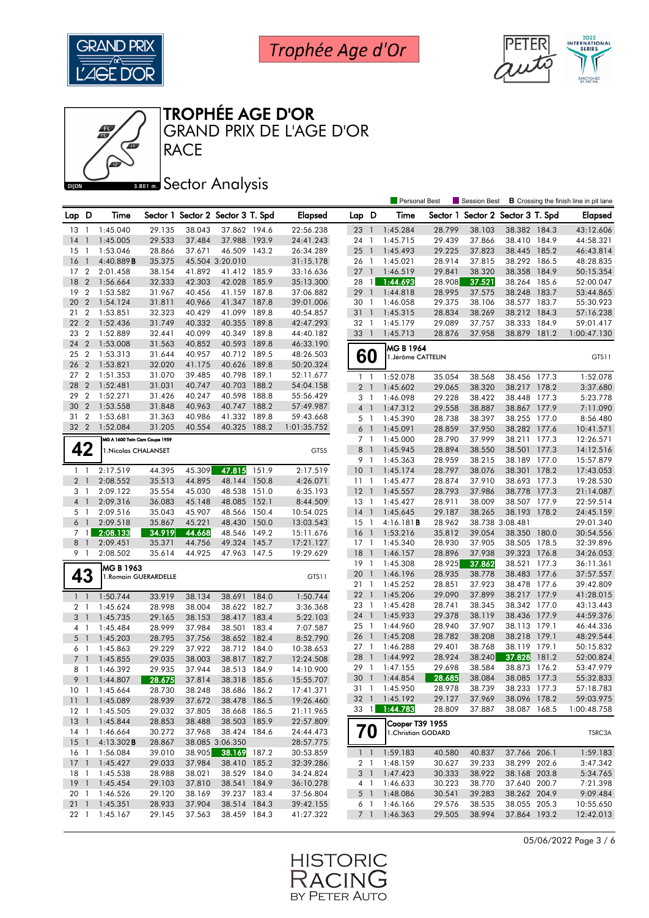Trophée Age d'Or

# TROPHÉE AGE D'OR

## GRAND PRIX DE L'AGE D'OR

## RACE

DIJON 3.801 m.

## Sector Analysis

Personal Best | Session Best | B Crossing the finish line in pit lane

| Lap | D | Time | Sector 1 | Sector 2 | Sector 3 | T. Spd | Elapsed |
|---|---|---|---|---|---|---|---|
| 13 | 1 | 1:45.040 | 29.135 | 38.043 | 37.862 | 194.6 | 22:56.238 |
| 14 | 1 | 1:45.005 | 29.533 | 37.484 | 37.988 | 193.9 | 24:41.243 |
| 15 | 1 | 1:53.046 | 28.866 | 37.671 | 46.509 | 143.2 | 26:34.289 |
| 16 | 1 | 4:40.889 B | 35.375 | 45.504 | 3:20.010 | | 31:15.178 |
| 17 | 2 | 2:01.458 | 38.154 | 41.892 | 41.412 | 185.9 | 33:16.636 |
| 18 | 2 | 1:56.664 | 32.333 | 42.303 | 42.028 | 185.9 | 35:13.300 |
| 19 | 2 | 1:53.582 | 31.967 | 40.456 | 41.159 | 187.8 | 37:06.882 |
| 20 | 2 | 1:54.124 | 31.811 | 40.966 | 41.347 | 187.8 | 39:01.006 |
| 21 | 2 | 1:53.851 | 32.323 | 40.429 | 41.099 | 189.8 | 40:54.857 |
| 22 | 2 | 1:52.436 | 31.749 | 40.332 | 40.355 | 189.8 | 42:47.293 |
| 23 | 2 | 1:52.889 | 32.441 | 40.099 | 40.349 | 189.8 | 44:40.182 |
| 24 | 2 | 1:53.008 | 31.563 | 40.852 | 40.593 | 189.8 | 46:33.190 |
| 25 | 2 | 1:53.313 | 31.644 | 40.957 | 40.712 | 189.5 | 48:26.503 |
| 26 | 2 | 1:53.821 | 32.020 | 41.175 | 40.626 | 189.8 | 50:20.324 |
| 27 | 2 | 1:51.353 | 31.070 | 39.485 | 40.798 | 189.1 | 52:11.677 |
| 28 | 2 | 1:52.481 | 31.031 | 40.747 | 40.703 | 188.2 | 54:04.158 |
| 29 | 2 | 1:52.271 | 31.426 | 40.247 | 40.598 | 188.8 | 55:56.429 |
| 30 | 2 | 1:53.558 | 31.848 | 40.963 | 40.747 | 188.2 | 57:49.987 |
| 31 | 2 | 1:53.681 | 31.363 | 40.986 | 41.332 | 189.8 | 59:43.668 |
| 32 | 2 | 1:52.084 | 31.205 | 40.554 | 40.325 | 188.2 | 1:01:35.752 |

**42** — MG A 1600 Twin Cam Coupe 1959 — 1.Nicolas CHALANSET — GTS5

| Lap | D | Time | Sector 1 | Sector 2 | Sector 3 | T. Spd | Elapsed |
|---|---|---|---|---|---|---|---|
| 1 | 1 | 2:17.519 | 44.395 | 45.309 | 47.815 | 151.9 | 2:17.519 |
| 2 | 1 | 2:08.552 | 35.513 | 44.895 | 48.144 | 150.8 | 4:26.071 |
| 3 | 1 | 2:09.122 | 35.554 | 45.030 | 48.538 | 151.0 | 6:35.193 |
| 4 | 1 | 2:09.316 | 36.083 | 45.148 | 48.085 | 152.1 | 8:44.509 |
| 5 | 1 | 2:09.516 | 35.043 | 45.907 | 48.566 | 150.4 | 10:54.025 |
| 6 | 1 | 2:09.518 | 35.867 | 45.221 | 48.430 | 150.0 | 13:03.543 |
| 7 | 1 | 2:08.133 | 34.919 | 44.668 | 48.546 | 149.2 | 15:11.676 |
| 8 | 1 | 2:09.451 | 35.371 | 44.756 | 49.324 | 145.7 | 17:21.127 |
| 9 | 1 | 2:08.502 | 35.614 | 44.925 | 47.963 | 147.5 | 19:29.629 |

**43** — MG B 1963 — 1.Romain GUERARDELLE — GTS11

| Lap | D | Time | Sector 1 | Sector 2 | Sector 3 | T. Spd | Elapsed |
|---|---|---|---|---|---|---|---|
| 1 | 1 | 1:50.744 | 33.919 | 38.134 | 38.691 | 184.0 | 1:50.744 |
| 2 | 1 | 1:45.624 | 28.998 | 38.004 | 38.622 | 182.7 | 3:36.368 |
| 3 | 1 | 1:45.735 | 29.165 | 38.153 | 38.417 | 183.4 | 5:22.103 |
| 4 | 1 | 1:45.484 | 28.999 | 37.984 | 38.501 | 183.4 | 7:07.587 |
| 5 | 1 | 1:45.203 | 28.795 | 37.756 | 38.652 | 182.4 | 8:52.790 |
| 6 | 1 | 1:45.863 | 29.229 | 37.922 | 38.712 | 184.0 | 10:38.653 |
| 7 | 1 | 1:45.855 | 29.035 | 38.003 | 38.817 | 182.7 | 12:24.508 |
| 8 | 1 | 1:46.392 | 29.935 | 37.944 | 38.513 | 184.9 | 14:10.900 |
| 9 | 1 | 1:44.807 | 28.675 | 37.814 | 38.318 | 185.6 | 15:55.707 |
| 10 | 1 | 1:45.664 | 28.730 | 38.248 | 38.686 | 186.2 | 17:41.371 |
| 11 | 1 | 1:45.089 | 28.939 | 37.672 | 38.478 | 186.5 | 19:26.460 |
| 12 | 1 | 1:45.505 | 29.032 | 37.805 | 38.668 | 186.5 | 21:11.965 |
| 13 | 1 | 1:45.844 | 28.853 | 38.488 | 38.503 | 185.9 | 22:57.809 |
| 14 | 1 | 1:46.664 | 30.272 | 37.968 | 38.424 | 184.6 | 24:44.473 |
| 15 | 1 | 4:13.302 B | 28.867 | 38.085 | 3:06.350 | | 28:57.775 |
| 16 | 1 | 1:56.084 | 39.010 | 38.905 | 38.169 | 187.2 | 30:53.859 |
| 17 | 1 | 1:45.427 | 29.033 | 37.984 | 38.410 | 185.2 | 32:39.286 |
| 18 | 1 | 1:45.538 | 28.988 | 38.021 | 38.529 | 184.0 | 34:24.824 |
| 19 | 1 | 1:45.454 | 29.103 | 37.810 | 38.541 | 184.9 | 36:10.278 |
| 20 | 1 | 1:46.526 | 29.120 | 38.169 | 39.237 | 183.4 | 37:56.804 |
| 21 | 1 | 1:45.351 | 28.933 | 37.904 | 38.514 | 184.3 | 39:42.155 |
| 22 | 1 | 1:45.167 | 29.145 | 37.563 | 38.459 | 184.3 | 41:27.322 |
| 23 | 1 | 1:45.284 | 28.799 | 38.103 | 38.382 | 184.3 | 43:12.606 |
| 24 | 1 | 1:45.715 | 29.439 | 37.866 | 38.410 | 184.9 | 44:58.321 |
| 25 | 1 | 1:45.493 | 29.225 | 37.823 | 38.445 | 185.2 | 46:43.814 |
| 26 | 1 | 1:45.021 | 28.914 | 37.815 | 38.292 | 186.5 | 48:28.835 |
| 27 | 1 | 1:46.519 | 29.841 | 38.320 | 38.358 | 184.9 | 50:15.354 |
| 28 | 1 | 1:44.693 | 28.908 | 37.521 | 38.264 | 185.6 | 52:00.047 |
| 29 | 1 | 1:44.818 | 28.995 | 37.575 | 38.248 | 183.7 | 53:44.865 |
| 30 | 1 | 1:46.058 | 29.375 | 38.106 | 38.577 | 183.7 | 55:30.923 |
| 31 | 1 | 1:45.315 | 28.834 | 38.269 | 38.212 | 184.3 | 57:16.238 |
| 32 | 1 | 1:45.179 | 29.089 | 37.757 | 38.333 | 184.9 | 59:01.417 |
| 33 | 1 | 1:45.713 | 28.876 | 37.958 | 38.879 | 181.2 | 1:00:47.130 |

**60** — MG B 1964 — 1.Jérôme CATTELIN — GTS11

| Lap | D | Time | Sector 1 | Sector 2 | Sector 3 | T. Spd | Elapsed |
|---|---|---|---|---|---|---|---|
| 1 | 1 | 1:52.078 | 35.054 | 38.568 | 38.456 | 177.3 | 1:52.078 |
| 2 | 1 | 1:45.602 | 29.065 | 38.320 | 38.217 | 178.2 | 3:37.680 |
| 3 | 1 | 1:46.098 | 29.228 | 38.422 | 38.448 | 177.3 | 5:23.778 |
| 4 | 1 | 1:47.312 | 29.558 | 38.887 | 38.867 | 177.9 | 7:11.090 |
| 5 | 1 | 1:45.390 | 28.738 | 38.397 | 38.255 | 177.0 | 8:56.480 |
| 6 | 1 | 1:45.091 | 28.859 | 37.950 | 38.282 | 177.6 | 10:41.571 |
| 7 | 1 | 1:45.000 | 28.790 | 37.999 | 38.211 | 177.3 | 12:26.571 |
| 8 | 1 | 1:45.945 | 28.894 | 38.550 | 38.501 | 177.3 | 14:12.516 |
| 9 | 1 | 1:45.363 | 28.959 | 38.215 | 38.189 | 177.0 | 15:57.879 |
| 10 | 1 | 1:45.174 | 28.797 | 38.076 | 38.301 | 178.2 | 17:43.053 |
| 11 | 1 | 1:45.477 | 28.874 | 37.910 | 38.693 | 177.3 | 19:28.530 |
| 12 | 1 | 1:45.557 | 28.793 | 37.986 | 38.778 | 177.3 | 21:14.087 |
| 13 | 1 | 1:45.427 | 28.911 | 38.009 | 38.507 | 177.9 | 22:59.514 |
| 14 | 1 | 1:45.645 | 29.187 | 38.265 | 38.193 | 178.2 | 24:45.159 |
| 15 | 1 | 4:16.181 B | 28.962 | 38.738 | 3:08.481 | | 29:01.340 |
| 16 | 1 | 1:53.216 | 35.812 | 39.054 | 38.350 | 180.0 | 30:54.556 |
| 17 | 1 | 1:45.340 | 28.930 | 37.905 | 38.505 | 178.5 | 32:39.896 |
| 18 | 1 | 1:46.157 | 28.896 | 37.938 | 39.323 | 176.8 | 34:26.053 |
| 19 | 1 | 1:45.308 | 28.925 | 37.862 | 38.521 | 177.3 | 36:11.361 |
| 20 | 1 | 1:46.196 | 28.935 | 38.778 | 38.483 | 177.6 | 37:57.557 |
| 21 | 1 | 1:45.252 | 28.851 | 37.923 | 38.478 | 177.6 | 39:42.809 |
| 22 | 1 | 1:45.206 | 29.090 | 37.899 | 38.217 | 177.9 | 41:28.015 |
| 23 | 1 | 1:45.428 | 28.741 | 38.345 | 38.342 | 177.0 | 43:13.443 |
| 24 | 1 | 1:45.933 | 29.378 | 38.119 | 38.436 | 177.9 | 44:59.376 |
| 25 | 1 | 1:44.960 | 28.940 | 37.907 | 38.113 | 179.1 | 46:44.336 |
| 26 | 1 | 1:45.208 | 28.782 | 38.208 | 38.218 | 179.1 | 48:29.544 |
| 27 | 1 | 1:46.288 | 29.401 | 38.768 | 38.119 | 179.1 | 50:15.832 |
| 28 | 1 | 1:44.992 | 28.924 | 38.240 | 37.828 | 181.2 | 52:00.824 |
| 29 | 1 | 1:47.155 | 29.698 | 38.584 | 38.873 | 176.2 | 53:47.979 |
| 30 | 1 | 1:44.854 | 28.685 | 38.084 | 38.085 | 177.3 | 55:32.833 |
| 31 | 1 | 1:45.950 | 28.978 | 38.739 | 38.233 | 177.3 | 57:18.783 |
| 32 | 1 | 1:45.192 | 29.127 | 37.969 | 38.096 | 178.2 | 59:03.975 |
| 33 | 1 | 1:44.783 | 28.809 | 37.887 | 38.087 | 168.5 | 1:00:48.758 |

**70** — Cooper T39 1955 — 1.Christian GODARD — TSRC3A

| Lap | D | Time | Sector 1 | Sector 2 | Sector 3 | T. Spd | Elapsed |
|---|---|---|---|---|---|---|---|
| 1 | 1 | 1:59.183 | 40.580 | 40.837 | 37.766 | 206.1 | 1:59.183 |
| 2 | 1 | 1:48.159 | 30.627 | 39.233 | 38.299 | 202.6 | 3:47.342 |
| 3 | 1 | 1:47.423 | 30.333 | 38.922 | 38.168 | 203.8 | 5:34.765 |
| 4 | 1 | 1:46.633 | 30.223 | 38.770 | 37.640 | 200.7 | 7:21.398 |
| 5 | 1 | 1:48.086 | 30.541 | 39.283 | 38.262 | 204.9 | 9:09.484 |
| 6 | 1 | 1:46.166 | 29.576 | 38.535 | 38.055 | 205.3 | 10:55.650 |
| 7 | 1 | 1:46.363 | 29.505 | 38.994 | 37.864 | 193.2 | 12:42.013 |

05/06/2022

HISTORIC RACING BY PETER AUTO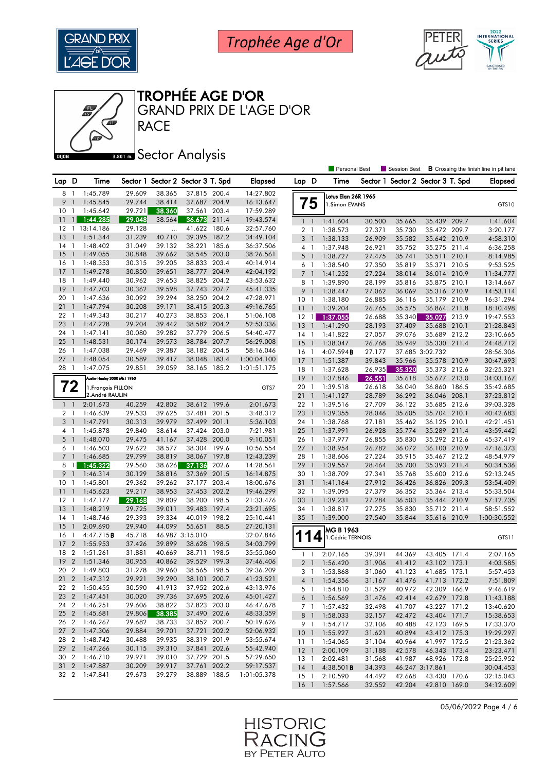Trophée Age d'Or

# TROPHÉE AGE D'OR
## GRAND PRIX DE L'AGE D'OR
## RACE

DIJON 3.801 m.

## Sector Analysis

Personal Best | Session Best | **B** Crossing the finish line in pit lane

| Lap | D | Time | Sector 1 | Sector 2 | Sector 3 | T. Spd | Elapsed |
|---|---|---|---|---|---|---|---|
| 8 | 1 | 1:45.789 | 29.609 | 38.365 | 37.815 | 200.4 | 14:27.802 |
| 9 | 1 | 1:45.845 | 29.744 | 38.414 | 37.687 | 204.9 | 16:13.647 |
| 10 | 1 | 1:45.642 | 29.721 | 38.360 | 37.561 | 203.4 | 17:59.289 |
| 11 | 1 | 1:44.285 | 29.048 | 38.564 | 36.673 | 211.4 | 19:43.574 |
| 12 | 1 | 13:14.186 | 29.128 | ... | 41.622 | 180.6 | 32:57.760 |
| 13 | 1 | 1:51.344 | 31.239 | 40.710 | 39.395 | 187.2 | 34:49.104 |
| 14 | 1 | 1:48.402 | 31.049 | 39.132 | 38.221 | 185.6 | 36:37.506 |
| 15 | 1 | 1:49.055 | 30.848 | 39.662 | 38.545 | 203.0 | 38:26.561 |
| 16 | 1 | 1:48.353 | 30.315 | 39.205 | 38.833 | 203.4 | 40:14.914 |
| 17 | 1 | 1:49.278 | 30.850 | 39.651 | 38.777 | 204.9 | 42:04.192 |
| 18 | 1 | 1:49.440 | 30.962 | 39.653 | 38.825 | 204.2 | 43:53.632 |
| 19 | 1 | 1:47.703 | 30.362 | 39.598 | 37.743 | 207.7 | 45:41.335 |
| 20 | 1 | 1:47.636 | 30.092 | 39.294 | 38.250 | 204.2 | 47:28.971 |
| 21 | 1 | 1:47.794 | 30.208 | 39.171 | 38.415 | 205.3 | 49:16.765 |
| 22 | 1 | 1:49.343 | 30.217 | 40.273 | 38.853 | 206.1 | 51:06.108 |
| 23 | 1 | 1:47.228 | 29.204 | 39.442 | 38.582 | 204.2 | 52:53.336 |
| 24 | 1 | 1:47.141 | 30.080 | 39.282 | 37.779 | 206.5 | 54:40.477 |
| 25 | 1 | 1:48.531 | 30.174 | 39.573 | 38.784 | 207.7 | 56:29.008 |
| 26 | 1 | 1:47.038 | 29.469 | 39.387 | 38.182 | 204.5 | 58:16.046 |
| 27 | 1 | 1:48.054 | 30.589 | 39.417 | 38.048 | 183.4 | 1:00:04.100 |
| 28 | 1 | 1:47.075 | 29.851 | 39.059 | 38.165 | 185.2 | 1:01:51.175 |

**72** — Austin-Healey 3000 Mk I 1960 — 1.François FILLON, 2.André RAULIN — GTS7

| Lap | D | Time | Sector 1 | Sector 2 | Sector 3 | T. Spd | Elapsed |
|---|---|---|---|---|---|---|---|
| 1 | 1 | 2:01.673 | 40.259 | 42.802 | 38.612 | 199.6 | 2:01.673 |
| 2 | 1 | 1:46.639 | 29.533 | 39.625 | 37.481 | 201.5 | 3:48.312 |
| 3 | 1 | 1:47.791 | 30.313 | 39.979 | 37.499 | 201.1 | 5:36.103 |
| 4 | 1 | 1:45.878 | 29.840 | 38.614 | 37.424 | 203.0 | 7:21.981 |
| 5 | 1 | 1:48.070 | 29.475 | 41.167 | 37.428 | 200.0 | 9:10.051 |
| 6 | 1 | 1:46.503 | 29.622 | 38.577 | 38.304 | 199.6 | 10:56.554 |
| 7 | 1 | 1:46.685 | 29.799 | 38.819 | 38.067 | 197.8 | 12:43.239 |
| 8 | 1 | 1:45.322 | 29.560 | 38.626 | 37.136 | 202.6 | 14:28.561 |
| 9 | 1 | 1:46.314 | 30.129 | 38.816 | 37.369 | 201.5 | 16:14.875 |
| 10 | 1 | 1:45.801 | 29.362 | 39.262 | 37.177 | 203.4 | 18:00.676 |
| 11 | 1 | 1:45.623 | 29.217 | 38.953 | 37.453 | 202.2 | 19:46.299 |
| 12 | 1 | 1:47.177 | 29.168 | 39.809 | 38.200 | 198.5 | 21:33.476 |
| 13 | 1 | 1:48.219 | 29.725 | 39.011 | 39.483 | 197.4 | 23:21.695 |
| 14 | 1 | 1:48.746 | 29.393 | 39.334 | 40.019 | 198.2 | 25:10.441 |
| 15 | 1 | 2:09.690 | 29.940 | 44.099 | 55.651 | 88.5 | 27:20.131 |
| 16 | 1 | 4:47.715 **B** | 45.718 | 46.987 | 3:15.010 | | 32:07.846 |
| 17 | 2 | 1:55.953 | 37.426 | 39.899 | 38.628 | 198.5 | 34:03.799 |
| 18 | 2 | 1:51.261 | 31.881 | 40.669 | 38.711 | 198.5 | 35:55.060 |
| 19 | 2 | 1:51.346 | 30.955 | 40.862 | 39.529 | 199.3 | 37:46.406 |
| 20 | 2 | 1:49.803 | 31.278 | 39.960 | 38.565 | 198.5 | 39:36.209 |
| 21 | 2 | 1:47.312 | 29.921 | 39.290 | 38.101 | 200.7 | 41:23.521 |
| 22 | 2 | 1:50.455 | 30.590 | 41.913 | 37.952 | 202.6 | 43:13.976 |
| 23 | 2 | 1:47.451 | 30.020 | 39.736 | 37.695 | 202.6 | 45:01.427 |
| 24 | 2 | 1:46.251 | 29.606 | 38.822 | 37.823 | 203.0 | 46:47.678 |
| 25 | 2 | 1:45.681 | 29.806 | 38.385 | 37.490 | 202.6 | 48:33.359 |
| 26 | 2 | 1:46.267 | 29.682 | 38.733 | 37.852 | 200.7 | 50:19.626 |
| 27 | 2 | 1:47.306 | 29.884 | 39.701 | 37.721 | 202.2 | 52:06.932 |
| 28 | 2 | 1:48.742 | 30.488 | 39.935 | 38.319 | 201.9 | 53:55.674 |
| 29 | 2 | 1:47.266 | 30.115 | 39.310 | 37.841 | 202.6 | 55:42.940 |
| 30 | 2 | 1:46.710 | 29.971 | 39.010 | 37.729 | 201.5 | 57:29.650 |
| 31 | 2 | 1:47.887 | 30.209 | 39.917 | 37.761 | 202.2 | 59:17.537 |
| 32 | 2 | 1:47.841 | 29.673 | 39.279 | 38.889 | 188.5 | 1:01:05.378 |

**75** — Lotus Elan 26R 1965 — 1.Simon EVANS — GTS10

| Lap | D | Time | Sector 1 | Sector 2 | Sector 3 | T. Spd | Elapsed |
|---|---|---|---|---|---|---|---|
| 1 | 1 | 1:41.604 | 30.500 | 35.665 | 35.439 | 209.7 | 1:41.604 |
| 2 | 1 | 1:38.573 | 27.371 | 35.730 | 35.472 | 209.7 | 3:20.177 |
| 3 | 1 | 1:38.133 | 26.909 | 35.582 | 35.642 | 210.9 | 4:58.310 |
| 4 | 1 | 1:37.948 | 26.921 | 35.752 | 35.275 | 211.4 | 6:36.258 |
| 5 | 1 | 1:38.727 | 27.475 | 35.741 | 35.511 | 210.1 | 8:14.985 |
| 6 | 1 | 1:38.540 | 27.350 | 35.819 | 35.371 | 210.5 | 9:53.525 |
| 7 | 1 | 1:41.252 | 27.224 | 38.014 | 36.014 | 210.9 | 11:34.777 |
| 8 | 1 | 1:39.890 | 28.199 | 35.816 | 35.875 | 210.1 | 13:14.667 |
| 9 | 1 | 1:38.447 | 27.062 | 36.069 | 35.316 | 210.9 | 14:53.114 |
| 10 | 1 | 1:38.180 | 26.885 | 36.116 | 35.179 | 210.9 | 16:31.294 |
| 11 | 1 | 1:39.204 | 26.765 | 35.575 | 36.864 | 211.8 | 18:10.498 |
| 12 | 1 | 1:37.055 | 26.688 | 35.340 | 35.027 | 213.9 | 19:47.553 |
| 13 | 1 | 1:41.290 | 28.193 | 37.409 | 35.688 | 210.1 | 21:28.843 |
| 14 | 1 | 1:41.822 | 27.057 | 39.076 | 35.689 | 212.2 | 23:10.665 |
| 15 | 1 | 1:38.047 | 26.768 | 35.949 | 35.330 | 211.4 | 24:48.712 |
| 16 | 1 | 4:07.594 **B** | 27.177 | 37.685 | 3:02.732 | | 28:56.306 |
| 17 | 1 | 1:51.387 | 39.843 | 35.966 | 35.578 | 210.9 | 30:47.693 |
| 18 | 1 | 1:37.628 | 26.935 | 35.320 | 35.373 | 212.6 | 32:25.321 |
| 19 | 1 | 1:37.846 | 26.551 | 35.618 | 35.677 | 213.0 | 34:03.167 |
| 20 | 1 | 1:39.518 | 26.618 | 36.040 | 36.860 | 186.5 | 35:42.685 |
| 21 | 1 | 1:41.127 | 28.789 | 36.292 | 36.046 | 208.1 | 37:23.812 |
| 22 | 1 | 1:39.516 | 27.709 | 36.122 | 35.685 | 212.6 | 39:03.328 |
| 23 | 1 | 1:39.355 | 28.046 | 35.605 | 35.704 | 210.1 | 40:42.683 |
| 24 | 1 | 1:38.768 | 27.181 | 35.462 | 36.125 | 210.1 | 42:21.451 |
| 25 | 1 | 1:37.991 | 26.928 | 35.774 | 35.289 | 211.4 | 43:59.442 |
| 26 | 1 | 1:37.977 | 26.855 | 35.830 | 35.292 | 212.6 | 45:37.419 |
| 27 | 1 | 1:38.954 | 26.782 | 36.072 | 36.100 | 210.9 | 47:16.373 |
| 28 | 1 | 1:38.606 | 27.224 | 35.915 | 35.467 | 212.2 | 48:54.979 |
| 29 | 1 | 1:39.557 | 28.464 | 35.700 | 35.393 | 211.4 | 50:34.536 |
| 30 | 1 | 1:38.709 | 27.341 | 35.768 | 35.600 | 212.6 | 52:13.245 |
| 31 | 1 | 1:41.164 | 27.912 | 36.426 | 36.826 | 209.3 | 53:54.409 |
| 32 | 1 | 1:39.095 | 27.379 | 36.352 | 35.364 | 213.4 | 55:33.504 |
| 33 | 1 | 1:39.231 | 27.284 | 36.503 | 35.444 | 210.9 | 57:12.735 |
| 34 | 1 | 1:38.817 | 27.275 | 35.830 | 35.712 | 211.4 | 58:51.552 |
| 35 | 1 | 1:39.000 | 27.540 | 35.844 | 35.616 | 210.9 | 1:00:30.552 |

**114** — MG B 1963 — 1.Cédric TERNOIS — GTS11

| Lap | D | Time | Sector 1 | Sector 2 | Sector 3 | T. Spd | Elapsed |
|---|---|---|---|---|---|---|---|
| 1 | 1 | 2:07.165 | 39.391 | 44.369 | 43.405 | 171.4 | 2:07.165 |
| 2 | 1 | 1:56.420 | 31.906 | 41.412 | 43.102 | 173.1 | 4:03.585 |
| 3 | 1 | 1:53.868 | 31.060 | 41.123 | 41.685 | 173.1 | 5:57.453 |
| 4 | 1 | 1:54.356 | 31.167 | 41.476 | 41.713 | 172.2 | 7:51.809 |
| 5 | 1 | 1:54.810 | 31.529 | 40.972 | 42.309 | 166.9 | 9:46.619 |
| 6 | 1 | 1:56.569 | 31.476 | 42.414 | 42.679 | 172.8 | 11:43.188 |
| 7 | 1 | 1:57.432 | 32.498 | 41.707 | 43.227 | 171.2 | 13:40.620 |
| 8 | 1 | 1:58.033 | 32.157 | 42.472 | 43.404 | 171.7 | 15:38.653 |
| 9 | 1 | 1:54.717 | 32.106 | 40.488 | 42.123 | 169.5 | 17:33.370 |
| 10 | 1 | 1:55.927 | 31.621 | 40.894 | 43.412 | 175.3 | 19:29.297 |
| 11 | 1 | 1:54.065 | 31.104 | 40.964 | 41.997 | 172.5 | 21:23.362 |
| 12 | 1 | 2:00.109 | 31.188 | 42.578 | 46.343 | 173.4 | 23:23.471 |
| 13 | 1 | 2:02.481 | 31.568 | 41.987 | 48.926 | 172.8 | 25:25.952 |
| 14 | 1 | 4:38.501 **B** | 34.393 | 46.247 | 3:17.861 | | 30:04.453 |
| 15 | 1 | 2:10.590 | 44.492 | 42.668 | 43.430 | 170.6 | 32:15.043 |
| 16 | 1 | 1:57.566 | 32.552 | 42.204 | 42.810 | 169.0 | 34:12.609 |

05/06/2022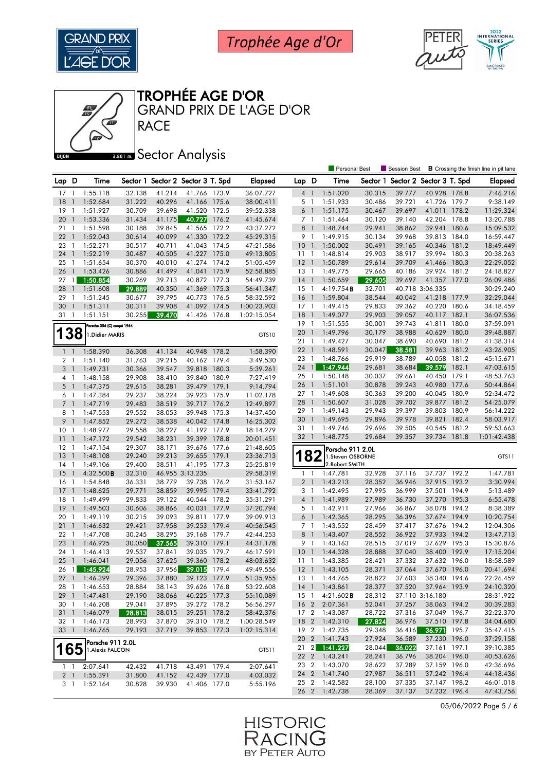# TROPHÉE AGE D'OR

## GRAND PRIX DE L'AGE D'OR

## RACE

## Sector Analysis

Trophée Age d'Or

DIJON 3.801 m.

Personal Best | Session Best | **B** Crossing the finish line in pit lane

| Lap | D | Time | Sector 1 | Sector 2 | Sector 3 | T. Spd | Elapsed |
|---|---|---|---|---|---|---|---|
| 17 | 1 | 1:55.118 | 32.138 | 41.214 | 41.766 | 173.9 | 36:07.727 |
| 18 | 1 | 1:52.684 | 31.222 | 40.296 | 41.166 | 175.6 | 38:00.411 |
| 19 | 1 | 1:51.927 | 30.709 | 39.698 | 41.520 | 172.5 | 39:52.338 |
| 20 | 1 | 1:53.336 | 31.434 | 41.175 | 40.727 | 176.2 | 41:45.674 |
| 21 | 1 | 1:51.598 | 30.188 | 39.845 | 41.565 | 172.2 | 43:37.272 |
| 22 | 1 | 1:52.043 | 30.614 | 40.099 | 41.330 | 172.2 | 45:29.315 |
| 23 | 1 | 1:52.271 | 30.517 | 40.711 | 41.043 | 174.5 | 47:21.586 |
| 24 | 1 | 1:52.219 | 30.487 | 40.505 | 41.227 | 175.0 | 49:13.805 |
| 25 | 1 | 1:51.654 | 30.370 | 40.010 | 41.274 | 176.2 | 51:05.459 |
| 26 | 1 | 1:53.426 | 30.886 | 41.499 | 41.041 | 175.9 | 52:58.885 |
| 27 | 1 | 1:50.854 | 30.269 | 39.713 | 40.872 | 177.3 | 54:49.739 |
| 28 | 1 | 1:51.608 | 29.889 | 40.350 | 41.369 | 175.3 | 56:41.347 |
| 29 | 1 | 1:51.245 | 30.677 | 39.795 | 40.773 | 176.5 | 58:32.592 |
| 30 | 1 | 1:51.311 | 30.311 | 39.908 | 41.092 | 174.5 | 1:00:23.903 |
| 31 | 1 | 1:51.151 | 30.255 | 39.470 | 41.426 | 176.8 | 1:02:15.054 |

**138** — Porsche 356 (C) coupé 1964 — 1.Didier MARIS — GTS10

| Lap | D | Time | Sector 1 | Sector 2 | Sector 3 | T. Spd | Elapsed |
|---|---|---|---|---|---|---|---|
| 1 | 1 | 1:58.390 | 36.308 | 41.134 | 40.948 | 178.2 | 1:58.390 |
| 2 | 1 | 1:51.140 | 31.763 | 39.215 | 40.162 | 179.4 | 3:49.530 |
| 3 | 1 | 1:49.731 | 30.366 | 39.547 | 39.818 | 180.3 | 5:39.261 |
| 4 | 1 | 1:48.158 | 29.908 | 38.410 | 39.840 | 180.9 | 7:27.419 |
| 5 | 1 | 1:47.375 | 29.615 | 38.281 | 39.479 | 179.1 | 9:14.794 |
| 6 | 1 | 1:47.384 | 29.237 | 38.224 | 39.923 | 175.9 | 11:02.178 |
| 7 | 1 | 1:47.719 | 29.483 | 38.519 | 39.717 | 176.2 | 12:49.897 |
| 8 | 1 | 1:47.553 | 29.552 | 38.053 | 39.948 | 175.3 | 14:37.450 |
| 9 | 1 | 1:47.852 | 29.272 | 38.538 | 40.042 | 174.8 | 16:25.302 |
| 10 | 1 | 1:48.977 | 29.558 | 38.227 | 41.192 | 177.9 | 18:14.279 |
| 11 | 1 | 1:47.172 | 29.542 | 38.231 | 39.399 | 178.8 | 20:01.451 |
| 12 | 1 | 1:47.154 | 29.307 | 38.171 | 39.676 | 177.6 | 21:48.605 |
| 13 | 1 | 1:48.108 | 29.240 | 39.213 | 39.655 | 179.1 | 23:36.713 |
| 14 | 1 | 1:49.106 | 29.400 | 38.511 | 41.195 | 177.3 | 25:25.819 |
| 15 | 1 | 4:32.500 **B** | 32.310 | 46.955 | 3:13.235 | | 29:58.319 |
| 16 | 1 | 1:54.848 | 36.331 | 38.779 | 39.738 | 176.2 | 31:53.167 |
| 17 | 1 | 1:48.625 | 29.771 | 38.859 | 39.995 | 179.4 | 33:41.792 |
| 18 | 1 | 1:49.499 | 29.833 | 39.122 | 40.544 | 178.2 | 35:31.291 |
| 19 | 1 | 1:49.503 | 30.606 | 38.866 | 40.031 | 177.9 | 37:20.794 |
| 20 | 1 | 1:49.119 | 30.215 | 39.093 | 39.811 | 177.9 | 39:09.913 |
| 21 | 1 | 1:46.632 | 29.421 | 37.958 | 39.253 | 179.4 | 40:56.545 |
| 22 | 1 | 1:47.708 | 30.245 | 38.295 | 39.168 | 179.7 | 42:44.253 |
| 23 | 1 | 1:46.925 | 30.050 | 37.565 | 39.310 | 179.1 | 44:31.178 |
| 24 | 1 | 1:46.413 | 29.537 | 37.841 | 39.035 | 179.7 | 46:17.591 |
| 25 | 1 | 1:46.041 | 29.056 | 37.625 | 39.360 | 178.2 | 48:03.632 |
| 26 | 1 | 1:45.924 | 28.953 | 37.956 | 39.015 | 179.4 | 49:49.556 |
| 27 | 1 | 1:46.399 | 29.396 | 37.880 | 39.123 | 177.9 | 51:35.955 |
| 28 | 1 | 1:46.653 | 28.884 | 38.143 | 39.626 | 176.8 | 53:22.608 |
| 29 | 1 | 1:47.481 | 29.190 | 38.066 | 40.225 | 177.3 | 55:10.089 |
| 30 | 1 | 1:46.208 | 29.041 | 37.895 | 39.272 | 178.2 | 56:56.297 |
| 31 | 1 | 1:46.079 | 28.813 | 38.015 | 39.251 | 178.2 | 58:42.376 |
| 32 | 1 | 1:46.173 | 28.993 | 37.870 | 39.310 | 178.2 | 1:00:28.549 |
| 33 | 1 | 1:46.765 | 29.193 | 37.719 | 39.853 | 177.3 | 1:02:15.314 |

**165** — Porsche 911 2.0L — 1.Alexis FALCON — GTS11

| Lap | D | Time | Sector 1 | Sector 2 | Sector 3 | T. Spd | Elapsed |
|---|---|---|---|---|---|---|---|
| 1 | 1 | 2:07.641 | 42.432 | 41.718 | 43.491 | 179.4 | 2:07.641 |
| 2 | 1 | 1:55.391 | 31.800 | 41.152 | 42.439 | 177.0 | 4:03.032 |
| 3 | 1 | 1:52.164 | 30.828 | 39.930 | 41.406 | 177.0 | 5:55.196 |
| 4 | 1 | 1:51.020 | 30.315 | 39.777 | 40.928 | 178.8 | 7:46.216 |
| 5 | 1 | 1:51.933 | 30.486 | 39.721 | 41.726 | 179.7 | 9:38.149 |
| 6 | 1 | 1:51.175 | 30.467 | 39.697 | 41.011 | 178.2 | 11:29.324 |
| 7 | 1 | 1:51.464 | 30.120 | 39.140 | 42.204 | 178.8 | 13:20.788 |
| 8 | 1 | 1:48.744 | 29.941 | 38.862 | 39.941 | 180.6 | 15:09.532 |
| 9 | 1 | 1:49.915 | 30.134 | 39.968 | 39.813 | 184.0 | 16:59.447 |
| 10 | 1 | 1:50.002 | 30.491 | 39.165 | 40.346 | 181.2 | 18:49.449 |
| 11 | 1 | 1:48.814 | 29.903 | 38.917 | 39.994 | 180.3 | 20:38.263 |
| 12 | 1 | 1:50.789 | 29.614 | 39.709 | 41.466 | 180.3 | 22:29.052 |
| 13 | 1 | 1:49.775 | 29.665 | 40.186 | 39.924 | 181.2 | 24:18.827 |
| 14 | 1 | 1:50.659 | 29.605 | 39.697 | 41.357 | 177.0 | 26:09.486 |
| 15 | 1 | 4:19.754 **B** | 32.701 | 40.718 | 3:06.335 | | 30:29.240 |
| 16 | 1 | 1:59.804 | 38.544 | 40.042 | 41.218 | 177.9 | 32:29.044 |
| 17 | 1 | 1:49.415 | 29.833 | 39.362 | 40.220 | 180.6 | 34:18.459 |
| 18 | 1 | 1:49.077 | 29.903 | 39.057 | 40.117 | 182.1 | 36:07.536 |
| 19 | 1 | 1:51.555 | 30.001 | 39.743 | 41.811 | 180.0 | 37:59.091 |
| 20 | 1 | 1:49.796 | 30.179 | 38.988 | 40.629 | 180.0 | 39:48.887 |
| 21 | 1 | 1:49.427 | 30.047 | 38.690 | 40.690 | 181.2 | 41:38.314 |
| 22 | 1 | 1:48.591 | 30.047 | 38.581 | 39.963 | 181.2 | 43:26.905 |
| 23 | 1 | 1:48.766 | 29.919 | 38.789 | 40.058 | 181.2 | 45:15.671 |
| 24 | 1 | 1:47.944 | 29.681 | 38.684 | 39.579 | 182.1 | 47:03.615 |
| 25 | 1 | 1:50.148 | 30.037 | 39.661 | 40.450 | 179.1 | 48:53.763 |
| 26 | 1 | 1:51.101 | 30.878 | 39.243 | 40.980 | 177.6 | 50:44.864 |
| 27 | 1 | 1:49.608 | 30.363 | 39.200 | 40.045 | 180.9 | 52:34.472 |
| 28 | 1 | 1:50.607 | 31.028 | 39.702 | 39.877 | 181.2 | 54:25.079 |
| 29 | 1 | 1:49.143 | 29.943 | 39.397 | 39.803 | 180.9 | 56:14.222 |
| 30 | 1 | 1:49.695 | 29.896 | 39.978 | 39.821 | 182.4 | 58:03.917 |
| 31 | 1 | 1:49.746 | 29.696 | 39.505 | 40.545 | 181.2 | 59:53.663 |
| 32 | 1 | 1:48.775 | 29.684 | 39.357 | 39.734 | 181.8 | 1:01:42.438 |

**182** — Porsche 911 2.0L — 1.Steven OSBORNE, 2.Robert SMITH — GTS11

| Lap | D | Time | Sector 1 | Sector 2 | Sector 3 | T. Spd | Elapsed |
|---|---|---|---|---|---|---|---|
| 1 | 1 | 1:47.781 | 32.928 | 37.116 | 37.737 | 192.2 | 1:47.781 |
| 2 | 1 | 1:43.213 | 28.352 | 36.946 | 37.915 | 193.2 | 3:30.994 |
| 3 | 1 | 1:42.495 | 27.995 | 36.999 | 37.501 | 194.9 | 5:13.489 |
| 4 | 1 | 1:41.989 | 27.989 | 36.730 | 37.270 | 195.3 | 6:55.478 |
| 5 | 1 | 1:42.911 | 27.966 | 36.867 | 38.078 | 194.2 | 8:38.389 |
| 6 | 1 | 1:42.365 | 28.295 | 36.396 | 37.674 | 194.9 | 10:20.754 |
| 7 | 1 | 1:43.552 | 28.459 | 37.417 | 37.676 | 194.2 | 12:04.306 |
| 8 | 1 | 1:43.407 | 28.552 | 36.922 | 37.933 | 194.2 | 13:47.713 |
| 9 | 1 | 1:43.163 | 28.515 | 37.019 | 37.629 | 195.3 | 15:30.876 |
| 10 | 1 | 1:44.328 | 28.888 | 37.040 | 38.400 | 192.9 | 17:15.204 |
| 11 | 1 | 1:43.385 | 28.421 | 37.332 | 37.632 | 196.0 | 18:58.589 |
| 12 | 1 | 1:43.105 | 28.371 | 37.064 | 37.670 | 196.0 | 20:41.694 |
| 13 | 1 | 1:44.765 | 28.822 | 37.603 | 38.340 | 194.6 | 22:26.459 |
| 14 | 1 | 1:43.861 | 28.377 | 37.520 | 37.964 | 193.9 | 24:10.320 |
| 15 | 1 | 4:21.602 **B** | 28.312 | 37.110 | 3:16.180 | | 28:31.922 |
| 16 | 2 | 2:07.361 | 52.041 | 37.257 | 38.063 | 194.2 | 30:39.283 |
| 17 | 2 | 1:43.087 | 28.722 | 37.316 | 37.049 | 196.7 | 32:22.370 |
| 18 | 2 | 1:42.310 | 28.822 | 36.976 | 37.510 | 197.8 | 34:04.680 |
| 19 | 2 | 1:42.735 | 29.348 | 36.416 | 36.971 | 195.7 | 35:47.415 |
| 20 | 2 | 1:41.743 | 27.924 | 36.589 | 37.230 | 196.0 | 37:29.158 |
| 21 | 2 | 1:41.227 | 28.044 | 36.022 | 37.161 | 197.1 | 39:10.385 |
| 22 | 2 | 1:43.241 | 28.241 | 36.796 | 38.204 | 196.0 | 40:53.626 |
| 23 | 2 | 1:43.070 | 28.622 | 37.289 | 37.159 | 196.0 | 42:36.696 |
| 24 | 2 | 1:41.740 | 27.987 | 36.511 | 37.242 | 196.4 | 44:18.436 |
| 25 | 2 | 1:42.582 | 28.100 | 37.335 | 37.147 | 198.2 | 46:01.018 |
| 26 | 2 | 1:42.738 | 28.369 | 37.137 | 37.232 | 196.4 | 47:43.756 |

05/06/2022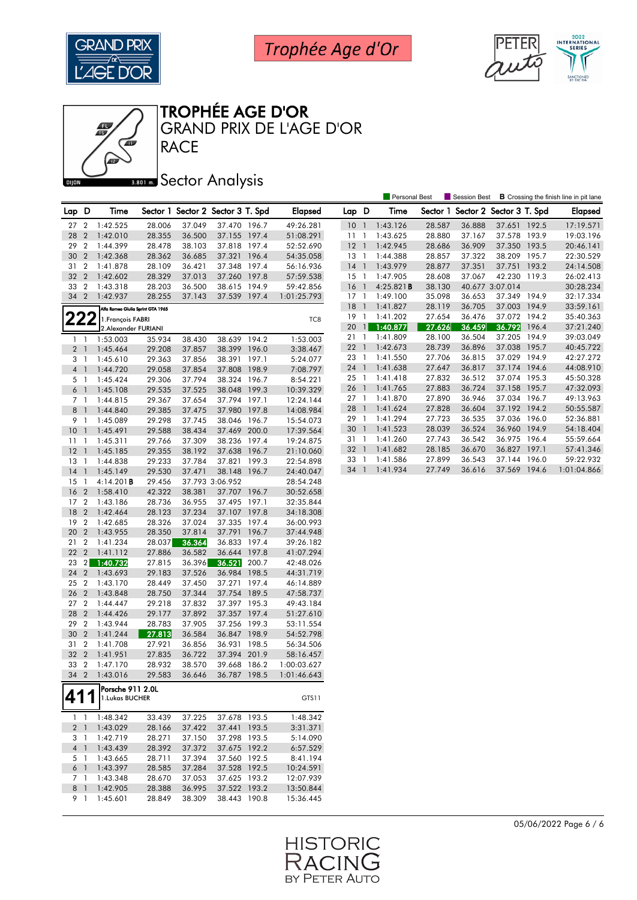Trophée Age d'Or

# TROPHÉE AGE D'OR

## GRAND PRIX DE L'AGE D'OR

## RACE

## Sector Analysis

DIJON 3.801 m.

Personal Best | Session Best | **B** Crossing the finish line in pit lane

| Lap | D | Time | Sector 1 | Sector 2 | Sector 3 | T. Spd | Elapsed |
|---|---|---|---|---|---|---|---|
| 27 | 2 | 1:42.525 | 28.006 | 37.049 | 37.470 | 196.7 | 49:26.281 |
| 28 | 2 | 1:42.010 | 28.355 | 36.500 | 37.155 | 197.4 | 51:08.291 |
| 29 | 2 | 1:44.399 | 28.478 | 38.103 | 37.818 | 197.4 | 52:52.690 |
| 30 | 2 | 1:42.368 | 28.362 | 36.685 | 37.321 | 196.4 | 54:35.058 |
| 31 | 2 | 1:41.878 | 28.109 | 36.421 | 37.348 | 197.4 | 56:16.936 |
| 32 | 2 | 1:42.602 | 28.329 | 37.013 | 37.260 | 197.8 | 57:59.538 |
| 33 | 2 | 1:43.318 | 28.203 | 36.500 | 38.615 | 194.9 | 59:42.856 |
| 34 | 2 | 1:42.937 | 28.255 | 37.143 | 37.539 | 197.4 | 1:01:25.793 |

**222** — Alfa Romeo Giulia Sprint GTA 1965 — TC8
1.François FABRI
2.Alexander FURIANI

| Lap | D | Time | Sector 1 | Sector 2 | Sector 3 | T. Spd | Elapsed |
|---|---|---|---|---|---|---|---|
| 1 | 1 | 1:53.003 | 35.934 | 38.430 | 38.639 | 194.2 | 1:53.003 |
| 2 | 1 | 1:45.464 | 29.208 | 37.857 | 38.399 | 196.0 | 3:38.467 |
| 3 | 1 | 1:45.610 | 29.363 | 37.856 | 38.391 | 197.1 | 5:24.077 |
| 4 | 1 | 1:44.720 | 29.058 | 37.854 | 37.808 | 198.9 | 7:08.797 |
| 5 | 1 | 1:45.424 | 29.306 | 37.794 | 38.324 | 196.7 | 8:54.221 |
| 6 | 1 | 1:45.108 | 29.535 | 37.525 | 38.048 | 199.3 | 10:39.329 |
| 7 | 1 | 1:44.815 | 29.367 | 37.654 | 37.794 | 197.1 | 12:24.144 |
| 8 | 1 | 1:44.840 | 29.385 | 37.475 | 37.980 | 197.8 | 14:08.984 |
| 9 | 1 | 1:45.089 | 29.298 | 37.745 | 38.046 | 196.7 | 15:54.073 |
| 10 | 1 | 1:45.491 | 29.588 | 38.434 | 37.469 | 200.0 | 17:39.564 |
| 11 | 1 | 1:45.311 | 29.766 | 37.309 | 38.236 | 197.4 | 19:24.875 |
| 12 | 1 | 1:45.185 | 29.355 | 38.192 | 37.638 | 196.7 | 21:10.060 |
| 13 | 1 | 1:44.838 | 29.233 | 37.784 | 37.821 | 199.3 | 22:54.898 |
| 14 | 1 | 1:45.149 | 29.530 | 37.471 | 38.148 | 196.7 | 24:40.047 |
| 15 | 1 | 4:14.201 **B** | 29.456 | 37.793 | 3:06.952 | | 28:54.248 |
| 16 | 2 | 1:58.410 | 42.322 | 38.381 | 37.707 | 196.7 | 30:52.658 |
| 17 | 2 | 1:43.186 | 28.736 | 36.955 | 37.495 | 197.1 | 32:35.844 |
| 18 | 2 | 1:42.464 | 28.123 | 37.234 | 37.107 | 197.8 | 34:18.308 |
| 19 | 2 | 1:42.685 | 28.326 | 37.024 | 37.335 | 197.4 | 36:00.993 |
| 20 | 2 | 1:43.955 | 28.350 | 37.814 | 37.791 | 196.7 | 37:44.948 |
| 21 | 2 | 1:41.234 | 28.037 | 36.364 | 36.833 | 197.4 | 39:26.182 |
| 22 | 2 | 1:41.112 | 27.886 | 36.582 | 36.644 | 197.8 | 41:07.294 |
| 23 | 2 | 1:40.732 | 27.815 | 36.396 | 36.521 | 200.7 | 42:48.026 |
| 24 | 2 | 1:43.693 | 29.183 | 37.526 | 36.984 | 198.5 | 44:31.719 |
| 25 | 2 | 1:43.170 | 28.449 | 37.450 | 37.271 | 197.4 | 46:14.889 |
| 26 | 2 | 1:43.848 | 28.750 | 37.344 | 37.754 | 189.5 | 47:58.737 |
| 27 | 2 | 1:44.447 | 29.218 | 37.832 | 37.397 | 195.3 | 49:43.184 |
| 28 | 2 | 1:44.426 | 29.177 | 37.892 | 37.357 | 197.4 | 51:27.610 |
| 29 | 2 | 1:43.944 | 28.783 | 37.905 | 37.256 | 199.3 | 53:11.554 |
| 30 | 2 | 1:41.244 | 27.813 | 36.584 | 36.847 | 198.9 | 54:52.798 |
| 31 | 2 | 1:41.708 | 27.921 | 36.856 | 36.931 | 198.5 | 56:34.506 |
| 32 | 2 | 1:41.951 | 27.835 | 36.722 | 37.394 | 201.9 | 58:16.457 |
| 33 | 2 | 1:47.170 | 28.932 | 38.570 | 39.668 | 186.2 | 1:00:03.627 |
| 34 | 2 | 1:43.016 | 29.583 | 36.646 | 36.787 | 198.5 | 1:01:46.643 |

**411** — Porsche 911 2.0L — GTS11
1.Lukas BUCHER

| Lap | D | Time | Sector 1 | Sector 2 | Sector 3 | T. Spd | Elapsed |
|---|---|---|---|---|---|---|---|
| 1 | 1 | 1:48.342 | 33.439 | 37.225 | 37.678 | 193.5 | 1:48.342 |
| 2 | 1 | 1:43.029 | 28.166 | 37.422 | 37.441 | 193.5 | 3:31.371 |
| 3 | 1 | 1:42.719 | 28.271 | 37.150 | 37.298 | 193.5 | 5:14.090 |
| 4 | 1 | 1:43.439 | 28.392 | 37.372 | 37.675 | 192.2 | 6:57.529 |
| 5 | 1 | 1:43.665 | 28.711 | 37.394 | 37.560 | 192.5 | 8:41.194 |
| 6 | 1 | 1:43.397 | 28.585 | 37.284 | 37.528 | 192.5 | 10:24.591 |
| 7 | 1 | 1:43.348 | 28.670 | 37.053 | 37.625 | 193.2 | 12:07.939 |
| 8 | 1 | 1:42.905 | 28.388 | 36.995 | 37.522 | 193.2 | 13:50.844 |
| 9 | 1 | 1:45.601 | 28.849 | 38.309 | 38.443 | 190.8 | 15:36.445 |
| 10 | 1 | 1:43.126 | 28.587 | 36.888 | 37.651 | 192.5 | 17:19.571 |
| 11 | 1 | 1:43.625 | 28.880 | 37.167 | 37.578 | 193.9 | 19:03.196 |
| 12 | 1 | 1:42.945 | 28.686 | 36.909 | 37.350 | 193.5 | 20:46.141 |
| 13 | 1 | 1:44.388 | 28.857 | 37.322 | 38.209 | 195.7 | 22:30.529 |
| 14 | 1 | 1:43.979 | 28.877 | 37.351 | 37.751 | 193.2 | 24:14.508 |
| 15 | 1 | 1:47.905 | 28.608 | 37.067 | 42.230 | 119.3 | 26:02.413 |
| 16 | 1 | 4:25.821 **B** | 38.130 | 40.677 | 3:07.014 | | 30:28.234 |
| 17 | 1 | 1:49.100 | 35.098 | 36.653 | 37.349 | 194.9 | 32:17.334 |
| 18 | 1 | 1:41.827 | 28.119 | 36.705 | 37.003 | 194.9 | 33:59.161 |
| 19 | 1 | 1:41.202 | 27.654 | 36.476 | 37.072 | 194.2 | 35:40.363 |
| 20 | 1 | 1:40.877 | 27.626 | 36.459 | 36.792 | 196.4 | 37:21.240 |
| 21 | 1 | 1:41.809 | 28.100 | 36.504 | 37.205 | 194.9 | 39:03.049 |
| 22 | 1 | 1:42.673 | 28.739 | 36.896 | 37.038 | 195.7 | 40:45.722 |
| 23 | 1 | 1:41.550 | 27.706 | 36.815 | 37.029 | 194.9 | 42:27.272 |
| 24 | 1 | 1:41.638 | 27.647 | 36.817 | 37.174 | 194.6 | 44:08.910 |
| 25 | 1 | 1:41.418 | 27.832 | 36.512 | 37.074 | 195.3 | 45:50.328 |
| 26 | 1 | 1:41.765 | 27.883 | 36.724 | 37.158 | 195.7 | 47:32.093 |
| 27 | 1 | 1:41.870 | 27.890 | 36.946 | 37.034 | 196.7 | 49:13.963 |
| 28 | 1 | 1:41.624 | 27.828 | 36.604 | 37.192 | 194.2 | 50:55.587 |
| 29 | 1 | 1:41.294 | 27.723 | 36.535 | 37.036 | 196.0 | 52:36.881 |
| 30 | 1 | 1:41.523 | 28.039 | 36.524 | 36.960 | 194.9 | 54:18.404 |
| 31 | 1 | 1:41.260 | 27.743 | 36.542 | 36.975 | 196.4 | 55:59.664 |
| 32 | 1 | 1:41.682 | 28.185 | 36.670 | 36.827 | 197.1 | 57:41.346 |
| 33 | 1 | 1:41.586 | 27.899 | 36.543 | 37.144 | 196.0 | 59:22.932 |
| 34 | 1 | 1:41.934 | 27.749 | 36.616 | 37.569 | 194.6 | 1:01:04.866 |

05/06/2022